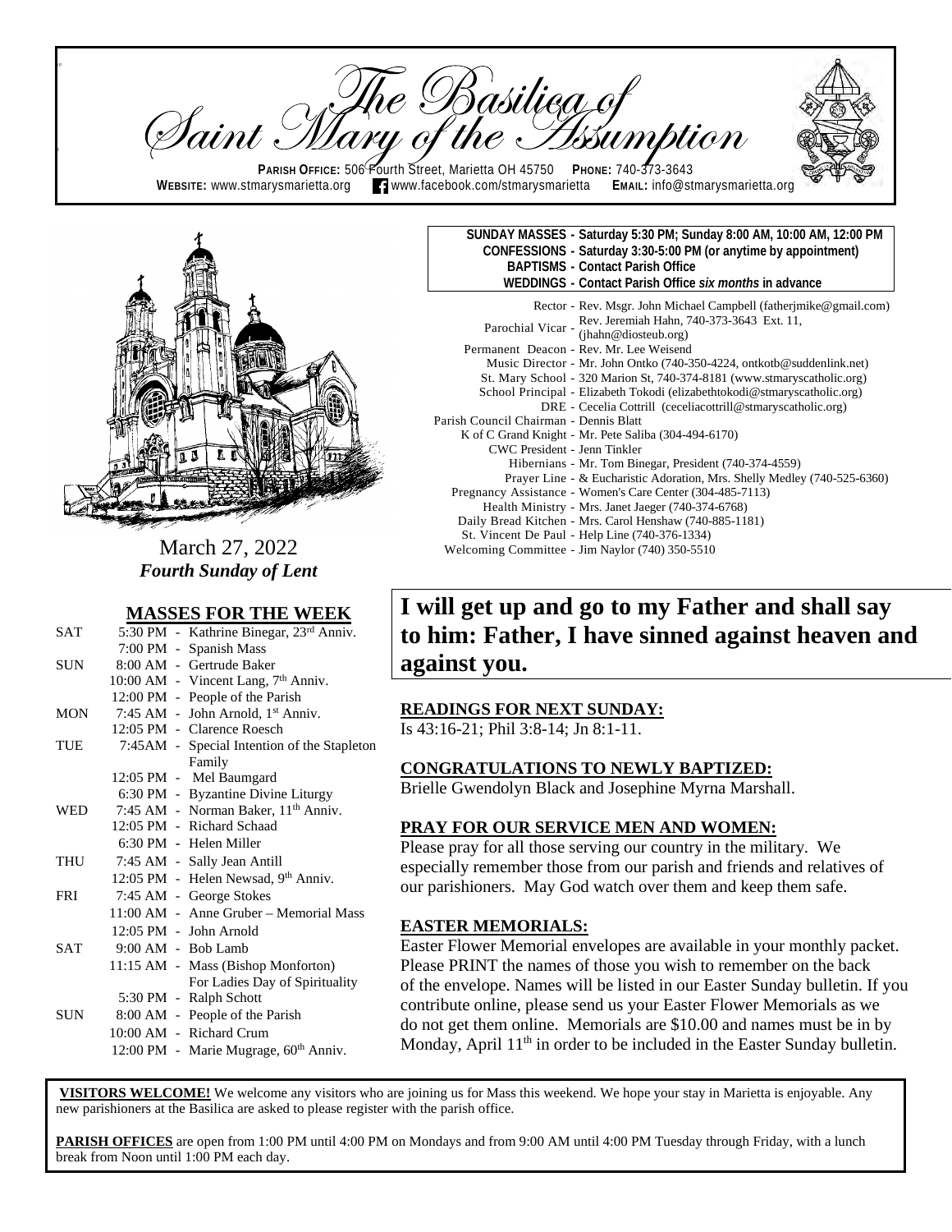# The Basilica of Saint Mary of the Assumption

**PARISH OFFICE:** 506 Fourth Street, Marietta OH 45750 **PHONE:** 740-373-3643
**WEBSITE:** www.stmarysmarietta.org www.facebook.com/stmarysmarietta **EMAIL:** info@stmarysmarietta.org

**SUNDAY MASSES - Saturday 5:30 PM; Sunday 8:00 AM, 10:00 AM, 12:00 PM**
**CONFESSIONS - Saturday 3:30-5:00 PM (or anytime by appointment)**
**BAPTISMS - Contact Parish Office**
**WEDDINGS - Contact Parish Office *six months* in advance**

Rector - Rev. Msgr. John Michael Campbell (fatherjmike@gmail.com)
Parochial Vicar - Rev. Jeremiah Hahn, 740-373-3643 Ext. 11, (jhahn@diosteub.org)
Permanent Deacon - Rev. Mr. Lee Weisend
Music Director - Mr. John Ontko (740-350-4224, ontkotb@suddenlink.net)
St. Mary School - 320 Marion St, 740-374-8181 (www.stmaryscatholic.org)
School Principal - Elizabeth Tokodi (elizabethtokodi@stmaryscatholic.org)
DRE - Cecelia Cottrill (ceceliacottrill@stmaryscatholic.org)
Parish Council Chairman - Dennis Blatt
K of C Grand Knight - Mr. Pete Saliba (304-494-6170)
CWC President - Jenn Tinkler
Hibernians - Mr. Tom Binegar, President (740-374-4559)
Prayer Line - & Eucharistic Adoration, Mrs. Shelly Medley (740-525-6360)
Pregnancy Assistance - Women's Care Center (304-485-7113)
Health Ministry - Mrs. Janet Jaeger (740-374-6768)
Daily Bread Kitchen - Mrs. Carol Henshaw (740-885-1181)
St. Vincent De Paul - Help Line (740-376-1334)
Welcoming Committee - Jim Naylor (740) 350-5510

March 27, 2022
***Fourth Sunday of Lent***

## MASSES FOR THE WEEK

| | | |
|---|---|---|
| SAT | 5:30 PM | Kathrine Binegar, 23rd Anniv. |
| | 7:00 PM | Spanish Mass |
| SUN | 8:00 AM | Gertrude Baker |
| | 10:00 AM | Vincent Lang, 7th Anniv. |
| | 12:00 PM | People of the Parish |
| MON | 7:45 AM | John Arnold, 1st Anniv. |
| | 12:05 PM | Clarence Roesch |
| TUE | 7:45AM | Special Intention of the Stapleton Family |
| | 12:05 PM | Mel Baumgard |
| | 6:30 PM | Byzantine Divine Liturgy |
| WED | 7:45 AM | Norman Baker, 11th Anniv. |
| | 12:05 PM | Richard Schaad |
| | 6:30 PM | Helen Miller |
| THU | 7:45 AM | Sally Jean Antill |
| | 12:05 PM | Helen Newsad, 9th Anniv. |
| FRI | 7:45 AM | George Stokes |
| | 11:00 AM | Anne Gruber – Memorial Mass |
| | 12:05 PM | John Arnold |
| SAT | 9:00 AM | Bob Lamb |
| | 11:15 AM | Mass (Bishop Monforton) For Ladies Day of Spirituality |
| | 5:30 PM | Ralph Schott |
| SUN | 8:00 AM | People of the Parish |
| | 10:00 AM | Richard Crum |
| | 12:00 PM | Marie Mugrage, 60th Anniv. |

## I will get up and go to my Father and shall say to him: Father, I have sinned against heaven and against you.

**READINGS FOR NEXT SUNDAY:**
Is 43:16-21; Phil 3:8-14; Jn 8:1-11.

**CONGRATULATIONS TO NEWLY BAPTIZED:**
Brielle Gwendolyn Black and Josephine Myrna Marshall.

**PRAY FOR OUR SERVICE MEN AND WOMEN:**
Please pray for all those serving our country in the military. We especially remember those from our parish and friends and relatives of our parishioners. May God watch over them and keep them safe.

**EASTER MEMORIALS:**
Easter Flower Memorial envelopes are available in your monthly packet. Please PRINT the names of those you wish to remember on the back of the envelope. Names will be listed in our Easter Sunday bulletin. If you contribute online, please send us your Easter Flower Memorials as we do not get them online. Memorials are $10.00 and names must be in by Monday, April 11th in order to be included in the Easter Sunday bulletin.

**VISITORS WELCOME!** We welcome any visitors who are joining us for Mass this weekend. We hope your stay in Marietta is enjoyable. Any new parishioners at the Basilica are asked to please register with the parish office.

**PARISH OFFICES** are open from 1:00 PM until 4:00 PM on Mondays and from 9:00 AM until 4:00 PM Tuesday through Friday, with a lunch break from Noon until 1:00 PM each day.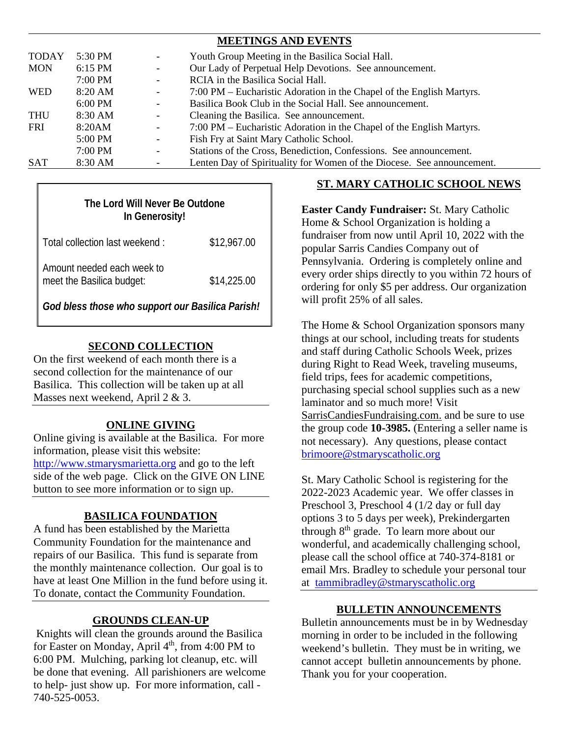## MEETINGS AND EVENTS

| | | | |
|---|---|---|---|
| TODAY | 5:30 PM | - | Youth Group Meeting in the Basilica Social Hall. |
| MON | 6:15 PM | - | Our Lady of Perpetual Help Devotions. See announcement. |
| | 7:00 PM | - | RCIA in the Basilica Social Hall. |
| WED | 8:20 AM | - | 7:00 PM – Eucharistic Adoration in the Chapel of the English Martyrs. |
| | 6:00 PM | - | Basilica Book Club in the Social Hall. See announcement. |
| THU | 8:30 AM | - | Cleaning the Basilica. See announcement. |
| FRI | 8:20AM | - | 7:00 PM – Eucharistic Adoration in the Chapel of the English Martyrs. |
| | 5:00 PM | - | Fish Fry at Saint Mary Catholic School. |
| | 7:00 PM | - | Stations of the Cross, Benediction, Confessions. See announcement. |
| SAT | 8:30 AM | - | Lenten Day of Spirituality for Women of the Diocese. See announcement. |

**The Lord Will Never Be Outdone In Generosity!**

| | |
|---|---|
| Total collection last weekend : | $12,967.00 |
| Amount needed each week to meet the Basilica budget: | $14,225.00 |

***God bless those who support our Basilica Parish!***

## SECOND COLLECTION

On the first weekend of each month there is a second collection for the maintenance of our Basilica. This collection will be taken up at all Masses next weekend, April 2 & 3.

## ONLINE GIVING

Online giving is available at the Basilica. For more information, please visit this website: http://www.stmarysmarietta.org and go to the left side of the web page. Click on the GIVE ON LINE button to see more information or to sign up.

## BASILICA FOUNDATION

A fund has been established by the Marietta Community Foundation for the maintenance and repairs of our Basilica. This fund is separate from the monthly maintenance collection. Our goal is to have at least One Million in the fund before using it. To donate, contact the Community Foundation.

## GROUNDS CLEAN-UP

Knights will clean the grounds around the Basilica for Easter on Monday, April 4th, from 4:00 PM to 6:00 PM. Mulching, parking lot cleanup, etc. will be done that evening. All parishioners are welcome to help- just show up. For more information, call - 740-525-0053.

## ST. MARY CATHOLIC SCHOOL NEWS

**Easter Candy Fundraiser:** St. Mary Catholic Home & School Organization is holding a fundraiser from now until April 10, 2022 with the popular Sarris Candies Company out of Pennsylvania. Ordering is completely online and every order ships directly to you within 72 hours of ordering for only $5 per address. Our organization will profit 25% of all sales.

The Home & School Organization sponsors many things at our school, including treats for students and staff during Catholic Schools Week, prizes during Right to Read Week, traveling museums, field trips, fees for academic competitions, purchasing special school supplies such as a new laminator and so much more! Visit SarrisCandiesFundraising.com. and be sure to use the group code **10-3985.** (Entering a seller name is not necessary). Any questions, please contact brimoore@stmaryscatholic.org

St. Mary Catholic School is registering for the 2022-2023 Academic year. We offer classes in Preschool 3, Preschool 4 (1/2 day or full day options 3 to 5 days per week), Prekindergarten through 8th grade. To learn more about our wonderful, and academically challenging school, please call the school office at 740-374-8181 or email Mrs. Bradley to schedule your personal tour at tammibradley@stmaryscatholic.org

## BULLETIN ANNOUNCEMENTS

Bulletin announcements must be in by Wednesday morning in order to be included in the following weekend's bulletin. They must be in writing, we cannot accept bulletin announcements by phone. Thank you for your cooperation.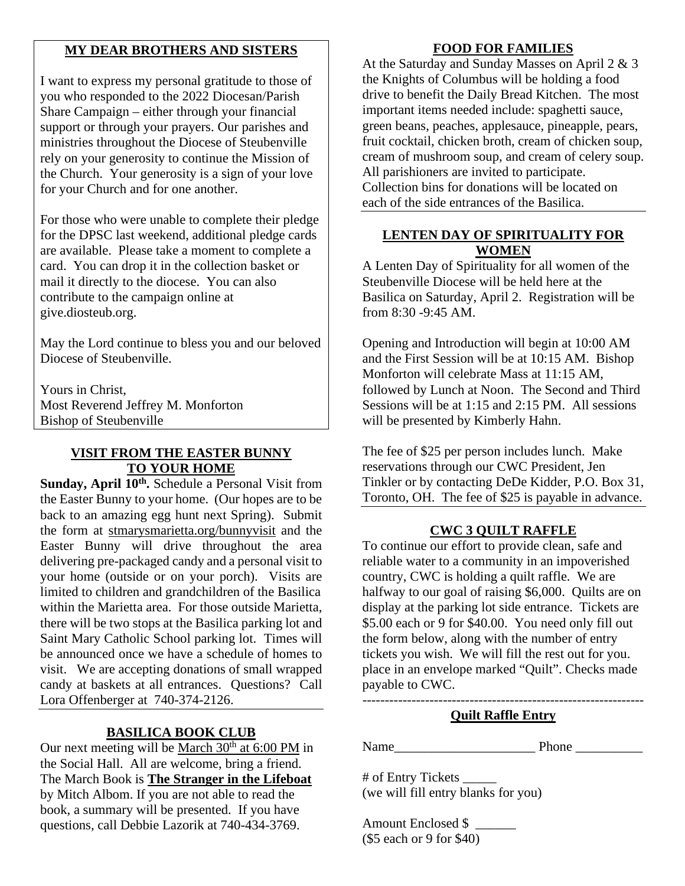## MY DEAR BROTHERS AND SISTERS

I want to express my personal gratitude to those of you who responded to the 2022 Diocesan/Parish Share Campaign – either through your financial support or through your prayers. Our parishes and ministries throughout the Diocese of Steubenville rely on your generosity to continue the Mission of the Church. Your generosity is a sign of your love for your Church and for one another.

For those who were unable to complete their pledge for the DPSC last weekend, additional pledge cards are available. Please take a moment to complete a card. You can drop it in the collection basket or mail it directly to the diocese. You can also contribute to the campaign online at give.diosteub.org.

May the Lord continue to bless you and our beloved Diocese of Steubenville.

Yours in Christ,
Most Reverend Jeffrey M. Monforton
Bishop of Steubenville

## VISIT FROM THE EASTER BUNNY TO YOUR HOME

**Sunday, April 10th.** Schedule a Personal Visit from the Easter Bunny to your home. (Our hopes are to be back to an amazing egg hunt next Spring). Submit the form at stmarysmarietta.org/bunnyvisit and the Easter Bunny will drive throughout the area delivering pre-packaged candy and a personal visit to your home (outside or on your porch). Visits are limited to children and grandchildren of the Basilica within the Marietta area. For those outside Marietta, there will be two stops at the Basilica parking lot and Saint Mary Catholic School parking lot. Times will be announced once we have a schedule of homes to visit. We are accepting donations of small wrapped candy at baskets at all entrances. Questions? Call Lora Offenberger at 740-374-2126.

## BASILICA BOOK CLUB

Our next meeting will be March 30th at 6:00 PM in the Social Hall. All are welcome, bring a friend. The March Book is **The Stranger in the Lifeboat** by Mitch Albom. If you are not able to read the book, a summary will be presented. If you have questions, call Debbie Lazorik at 740-434-3769.

## FOOD FOR FAMILIES

At the Saturday and Sunday Masses on April 2 & 3 the Knights of Columbus will be holding a food drive to benefit the Daily Bread Kitchen. The most important items needed include: spaghetti sauce, green beans, peaches, applesauce, pineapple, pears, fruit cocktail, chicken broth, cream of chicken soup, cream of mushroom soup, and cream of celery soup. All parishioners are invited to participate. Collection bins for donations will be located on each of the side entrances of the Basilica.

## LENTEN DAY OF SPIRITUALITY FOR WOMEN

A Lenten Day of Spirituality for all women of the Steubenville Diocese will be held here at the Basilica on Saturday, April 2. Registration will be from 8:30 -9:45 AM.

Opening and Introduction will begin at 10:00 AM and the First Session will be at 10:15 AM. Bishop Monforton will celebrate Mass at 11:15 AM, followed by Lunch at Noon. The Second and Third Sessions will be at 1:15 and 2:15 PM. All sessions will be presented by Kimberly Hahn.

The fee of $25 per person includes lunch. Make reservations through our CWC President, Jen Tinkler or by contacting DeDe Kidder, P.O. Box 31, Toronto, OH. The fee of $25 is payable in advance.

## CWC 3 QUILT RAFFLE

To continue our effort to provide clean, safe and reliable water to a community in an impoverished country, CWC is holding a quilt raffle. We are halfway to our goal of raising $6,000. Quilts are on display at the parking lot side entrance. Tickets are $5.00 each or 9 for $40.00. You need only fill out the form below, along with the number of entry tickets you wish. We will fill the rest out for you. place in an envelope marked “Quilt”. Checks made payable to CWC.

---------------------------------------------------------------

**Quilt Raffle Entry**

Name_____________________ Phone __________

# of Entry Tickets _____
(we will fill entry blanks for you)

Amount Enclosed $ ______
($5 each or 9 for $40)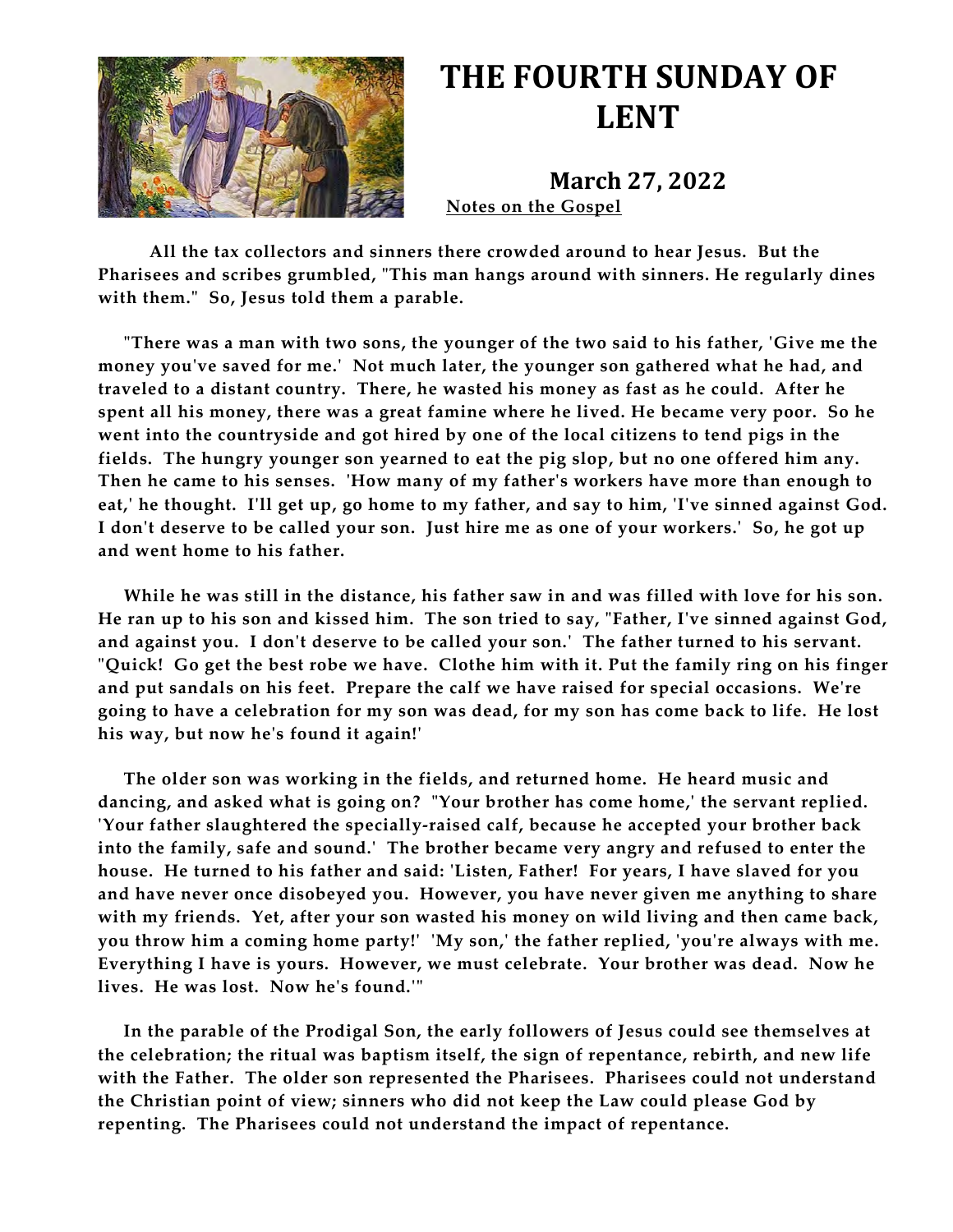# THE FOURTH SUNDAY OF LENT

## March 27, 2022

**Notes on the Gospel**

**All the tax collectors and sinners there crowded around to hear Jesus. But the Pharisees and scribes grumbled, "This man hangs around with sinners. He regularly dines with them." So, Jesus told them a parable.**

**"There was a man with two sons, the younger of the two said to his father, 'Give me the money you've saved for me.' Not much later, the younger son gathered what he had, and traveled to a distant country. There, he wasted his money as fast as he could. After he spent all his money, there was a great famine where he lived. He became very poor. So he went into the countryside and got hired by one of the local citizens to tend pigs in the fields. The hungry younger son yearned to eat the pig slop, but no one offered him any. Then he came to his senses. 'How many of my father's workers have more than enough to eat,' he thought. I'll get up, go home to my father, and say to him, 'I've sinned against God. I don't deserve to be called your son. Just hire me as one of your workers.' So, he got up and went home to his father.**

**While he was still in the distance, his father saw in and was filled with love for his son. He ran up to his son and kissed him. The son tried to say, "Father, I've sinned against God, and against you. I don't deserve to be called your son.' The father turned to his servant. "Quick! Go get the best robe we have. Clothe him with it. Put the family ring on his finger and put sandals on his feet. Prepare the calf we have raised for special occasions. We're going to have a celebration for my son was dead, for my son has come back to life. He lost his way, but now he's found it again!'**

**The older son was working in the fields, and returned home. He heard music and dancing, and asked what is going on? "Your brother has come home,' the servant replied. 'Your father slaughtered the specially-raised calf, because he accepted your brother back into the family, safe and sound.' The brother became very angry and refused to enter the house. He turned to his father and said: 'Listen, Father! For years, I have slaved for you and have never once disobeyed you. However, you have never given me anything to share with my friends. Yet, after your son wasted his money on wild living and then came back, you throw him a coming home party!' 'My son,' the father replied, 'you're always with me. Everything I have is yours. However, we must celebrate. Your brother was dead. Now he lives. He was lost. Now he's found.'"**

**In the parable of the Prodigal Son, the early followers of Jesus could see themselves at the celebration; the ritual was baptism itself, the sign of repentance, rebirth, and new life with the Father. The older son represented the Pharisees. Pharisees could not understand the Christian point of view; sinners who did not keep the Law could please God by repenting. The Pharisees could not understand the impact of repentance.**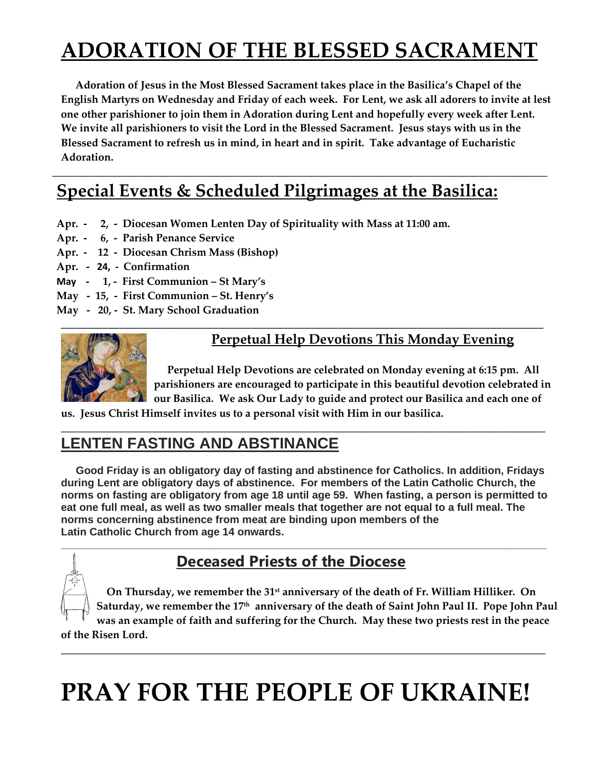# ADORATION OF THE BLESSED SACRAMENT

**Adoration of Jesus in the Most Blessed Sacrament takes place in the Basilica's Chapel of the English Martyrs on Wednesday and Friday of each week. For Lent, we ask all adorers to invite at lest one other parishioner to join them in Adoration during Lent and hopefully every week after Lent. We invite all parishioners to visit the Lord in the Blessed Sacrament. Jesus stays with us in the Blessed Sacrament to refresh us in mind, in heart and in spirit. Take advantage of Eucharistic Adoration.**

## Special Events & Scheduled Pilgrimages at the Basilica:

**Apr. - 2, - Diocesan Women Lenten Day of Spirituality with Mass at 11:00 am.**
**Apr. - 6, - Parish Penance Service**
**Apr. - 12 - Diocesan Chrism Mass (Bishop)**
**Apr. - 24, - Confirmation**
**May - 1, - First Communion – St Mary's**
**May - 15, - First Communion – St. Henry's**
**May - 20, - St. Mary School Graduation**

## Perpetual Help Devotions This Monday Evening

**Perpetual Help Devotions are celebrated on Monday evening at 6:15 pm. All parishioners are encouraged to participate in this beautiful devotion celebrated in our Basilica. We ask Our Lady to guide and protect our Basilica and each one of us. Jesus Christ Himself invites us to a personal visit with Him in our basilica.**

## LENTEN FASTING AND ABSTINANCE

**Good Friday is an obligatory day of fasting and abstinence for Catholics. In addition, Fridays during Lent are obligatory days of abstinence. For members of the Latin Catholic Church, the norms on fasting are obligatory from age 18 until age 59. When fasting, a person is permitted to eat one full meal, as well as two smaller meals that together are not equal to a full meal. The norms concerning abstinence from meat are binding upon members of the Latin Catholic Church from age 14 onwards.**

## Deceased Priests of the Diocese

**On Thursday, we remember the 31st anniversary of the death of Fr. William Hilliker. On Saturday, we remember the 17th anniversary of the death of Saint John Paul II. Pope John Paul was an example of faith and suffering for the Church. May these two priests rest in the peace of the Risen Lord.**

# PRAY FOR THE PEOPLE OF UKRAINE!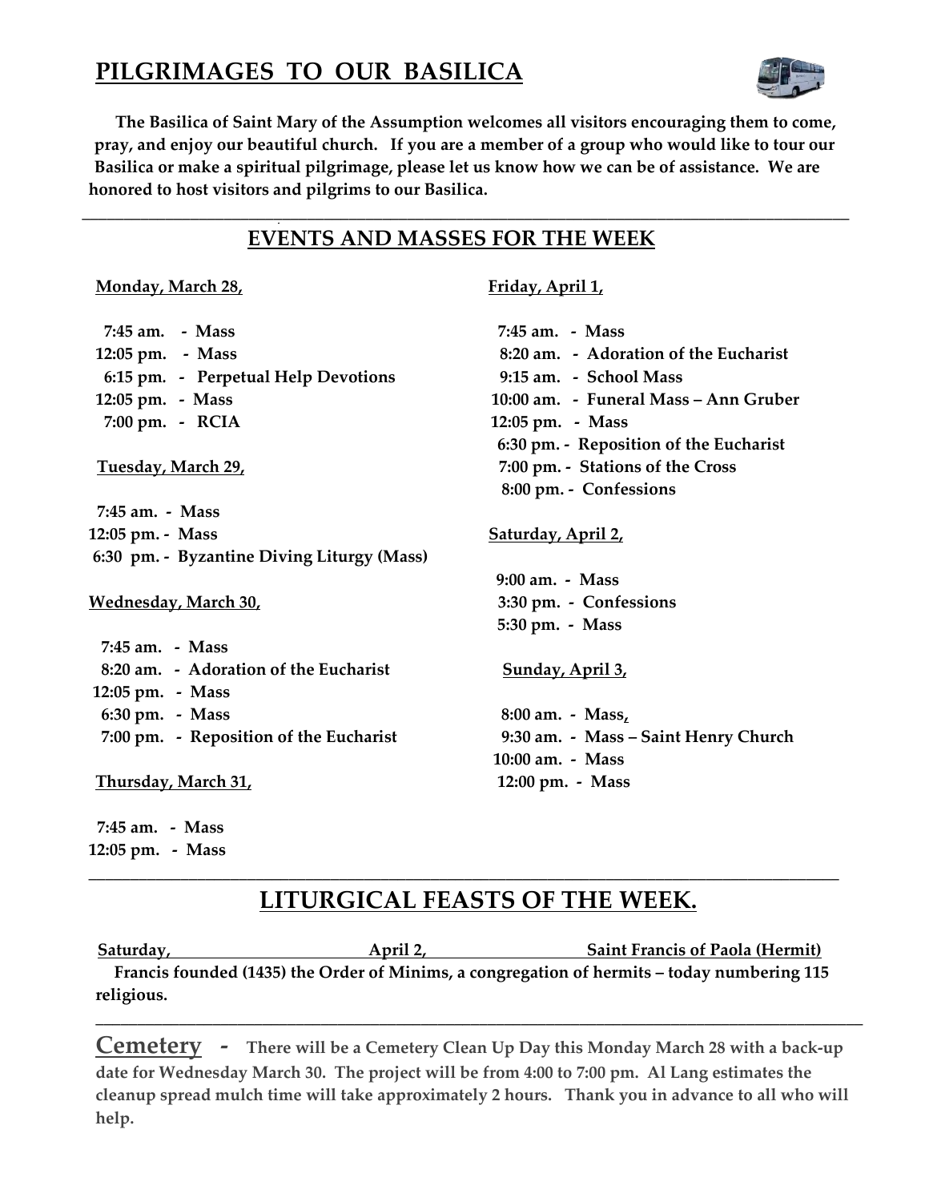## PILGRIMAGES TO OUR BASILICA

**The Basilica of Saint Mary of the Assumption welcomes all visitors encouraging them to come, pray, and enjoy our beautiful church. If you are a member of a group who would like to tour our Basilica or make a spiritual pilgrimage, please let us know how we can be of assistance. We are honored to host visitors and pilgrims to our Basilica.**

---

## EVENTS AND MASSES FOR THE WEEK

**Monday, March 28,**

- **7:45 am. - Mass**
- **12:05 pm. - Mass**
- **6:15 pm. - Perpetual Help Devotions**
- **12:05 pm. - Mass**
- **7:00 pm. - RCIA**

**Tuesday, March 29,**

- **7:45 am. - Mass**
- **12:05 pm. - Mass**
- **6:30 pm. - Byzantine Diving Liturgy (Mass)**

**Wednesday, March 30,**

- **7:45 am. - Mass**
- **8:20 am. - Adoration of the Eucharist**
- **12:05 pm. - Mass**
- **6:30 pm. - Mass**
- **7:00 pm. - Reposition of the Eucharist**

**Thursday, March 31,**

- **7:45 am. - Mass**
- **12:05 pm. - Mass**

**Friday, April 1,**

- **7:45 am. - Mass**
- **8:20 am. - Adoration of the Eucharist**
- **9:15 am. - School Mass**
- **10:00 am. - Funeral Mass – Ann Gruber**
- **12:05 pm. - Mass**
- **6:30 pm. - Reposition of the Eucharist**
- **7:00 pm. - Stations of the Cross**
- **8:00 pm. - Confessions**

**Saturday, April 2,**

- **9:00 am. - Mass**
- **3:30 pm. - Confessions**
- **5:30 pm. - Mass**

**Sunday, April 3,**

- **8:00 am. - Mass,**
- **9:30 am. - Mass – Saint Henry Church**
- **10:00 am. - Mass**
- **12:00 pm. - Mass**

---

## LITURGICAL FEASTS OF THE WEEK.

**Saturday, April 2, Saint Francis of Paola (Hermit)**

**Francis founded (1435) the Order of Minims, a congregation of hermits – today numbering 115 religious.**

---

**Cemetery - There will be a Cemetery Clean Up Day this Monday March 28 with a back-up date for Wednesday March 30. The project will be from 4:00 to 7:00 pm. Al Lang estimates the cleanup spread mulch time will take approximately 2 hours. Thank you in advance to all who will help.**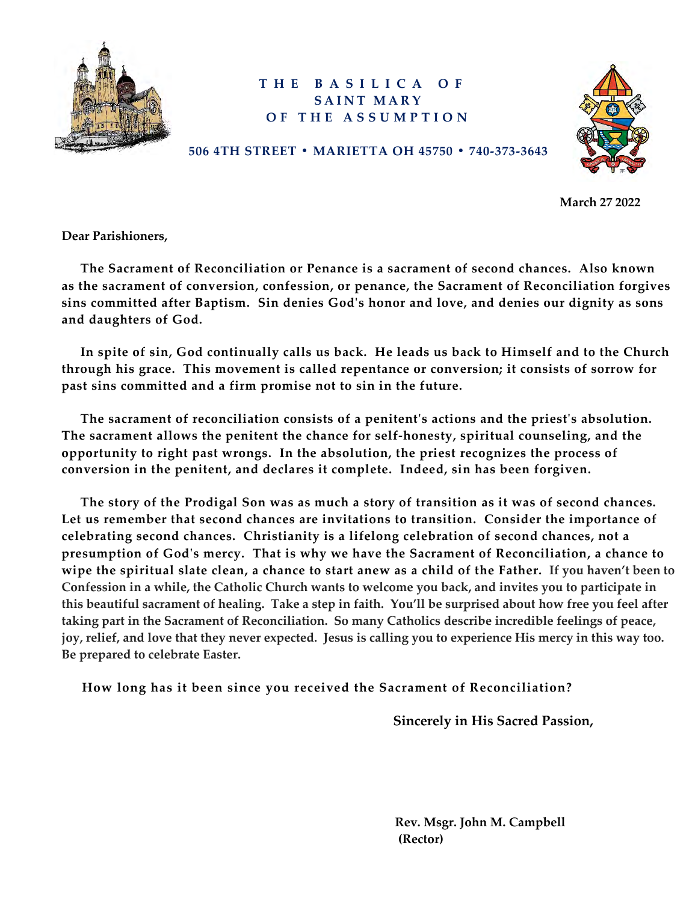**THE BASILICA OF SAINT MARY OF THE ASSUMPTION**

**506 4TH STREET • MARIETTA OH 45750 • 740-373-3643**

**March 27 2022**

**Dear Parishioners,**

**The Sacrament of Reconciliation or Penance is a sacrament of second chances. Also known as the sacrament of conversion, confession, or penance, the Sacrament of Reconciliation forgives sins committed after Baptism. Sin denies God's honor and love, and denies our dignity as sons and daughters of God.**

**In spite of sin, God continually calls us back. He leads us back to Himself and to the Church through his grace. This movement is called repentance or conversion; it consists of sorrow for past sins committed and a firm promise not to sin in the future.**

**The sacrament of reconciliation consists of a penitent's actions and the priest's absolution. The sacrament allows the penitent the chance for self-honesty, spiritual counseling, and the opportunity to right past wrongs. In the absolution, the priest recognizes the process of conversion in the penitent, and declares it complete. Indeed, sin has been forgiven.**

**The story of the Prodigal Son was as much a story of transition as it was of second chances. Let us remember that second chances are invitations to transition. Consider the importance of celebrating second chances. Christianity is a lifelong celebration of second chances, not a presumption of God's mercy. That is why we have the Sacrament of Reconciliation, a chance to wipe the spiritual slate clean, a chance to start anew as a child of the Father. If you haven't been to Confession in a while, the Catholic Church wants to welcome you back, and invites you to participate in this beautiful sacrament of healing. Take a step in faith. You'll be surprised about how free you feel after taking part in the Sacrament of Reconciliation. So many Catholics describe incredible feelings of peace, joy, relief, and love that they never expected. Jesus is calling you to experience His mercy in this way too. Be prepared to celebrate Easter.**

**How long has it been since you received the Sacrament of Reconciliation?**

**Sincerely in His Sacred Passion,**

**Rev. Msgr. John M. Campbell**
**(Rector)**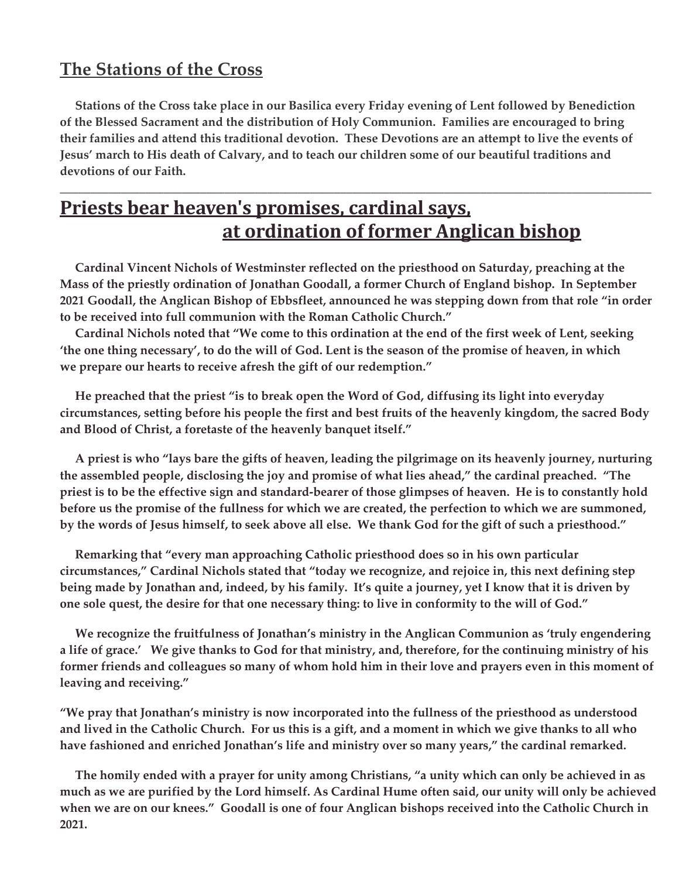## The Stations of the Cross

**Stations of the Cross take place in our Basilica every Friday evening of Lent followed by Benediction of the Blessed Sacrament and the distribution of Holy Communion. Families are encouraged to bring their families and attend this traditional devotion. These Devotions are an attempt to live the events of Jesus' march to His death of Calvary, and to teach our children some of our beautiful traditions and devotions of our Faith.**

---

## Priests bear heaven's promises, cardinal says, at ordination of former Anglican bishop

**Cardinal Vincent Nichols of Westminster reflected on the priesthood on Saturday, preaching at the Mass of the priestly ordination of Jonathan Goodall, a former Church of England bishop. In September 2021 Goodall, the Anglican Bishop of Ebbsfleet, announced he was stepping down from that role "in order to be received into full communion with the Roman Catholic Church."**

**Cardinal Nichols noted that "We come to this ordination at the end of the first week of Lent, seeking 'the one thing necessary', to do the will of God. Lent is the season of the promise of heaven, in which we prepare our hearts to receive afresh the gift of our redemption."**

**He preached that the priest "is to break open the Word of God, diffusing its light into everyday circumstances, setting before his people the first and best fruits of the heavenly kingdom, the sacred Body and Blood of Christ, a foretaste of the heavenly banquet itself."**

**A priest is who "lays bare the gifts of heaven, leading the pilgrimage on its heavenly journey, nurturing the assembled people, disclosing the joy and promise of what lies ahead," the cardinal preached. "The priest is to be the effective sign and standard-bearer of those glimpses of heaven. He is to constantly hold before us the promise of the fullness for which we are created, the perfection to which we are summoned, by the words of Jesus himself, to seek above all else. We thank God for the gift of such a priesthood."**

**Remarking that "every man approaching Catholic priesthood does so in his own particular circumstances," Cardinal Nichols stated that "today we recognize, and rejoice in, this next defining step being made by Jonathan and, indeed, by his family. It's quite a journey, yet I know that it is driven by one sole quest, the desire for that one necessary thing: to live in conformity to the will of God."**

**We recognize the fruitfulness of Jonathan's ministry in the Anglican Communion as 'truly engendering a life of grace.' We give thanks to God for that ministry, and, therefore, for the continuing ministry of his former friends and colleagues so many of whom hold him in their love and prayers even in this moment of leaving and receiving."**

**"We pray that Jonathan's ministry is now incorporated into the fullness of the priesthood as understood and lived in the Catholic Church. For us this is a gift, and a moment in which we give thanks to all who have fashioned and enriched Jonathan's life and ministry over so many years," the cardinal remarked.**

**The homily ended with a prayer for unity among Christians, "a unity which can only be achieved in as much as we are purified by the Lord himself. As Cardinal Hume often said, our unity will only be achieved when we are on our knees." Goodall is one of four Anglican bishops received into the Catholic Church in 2021.**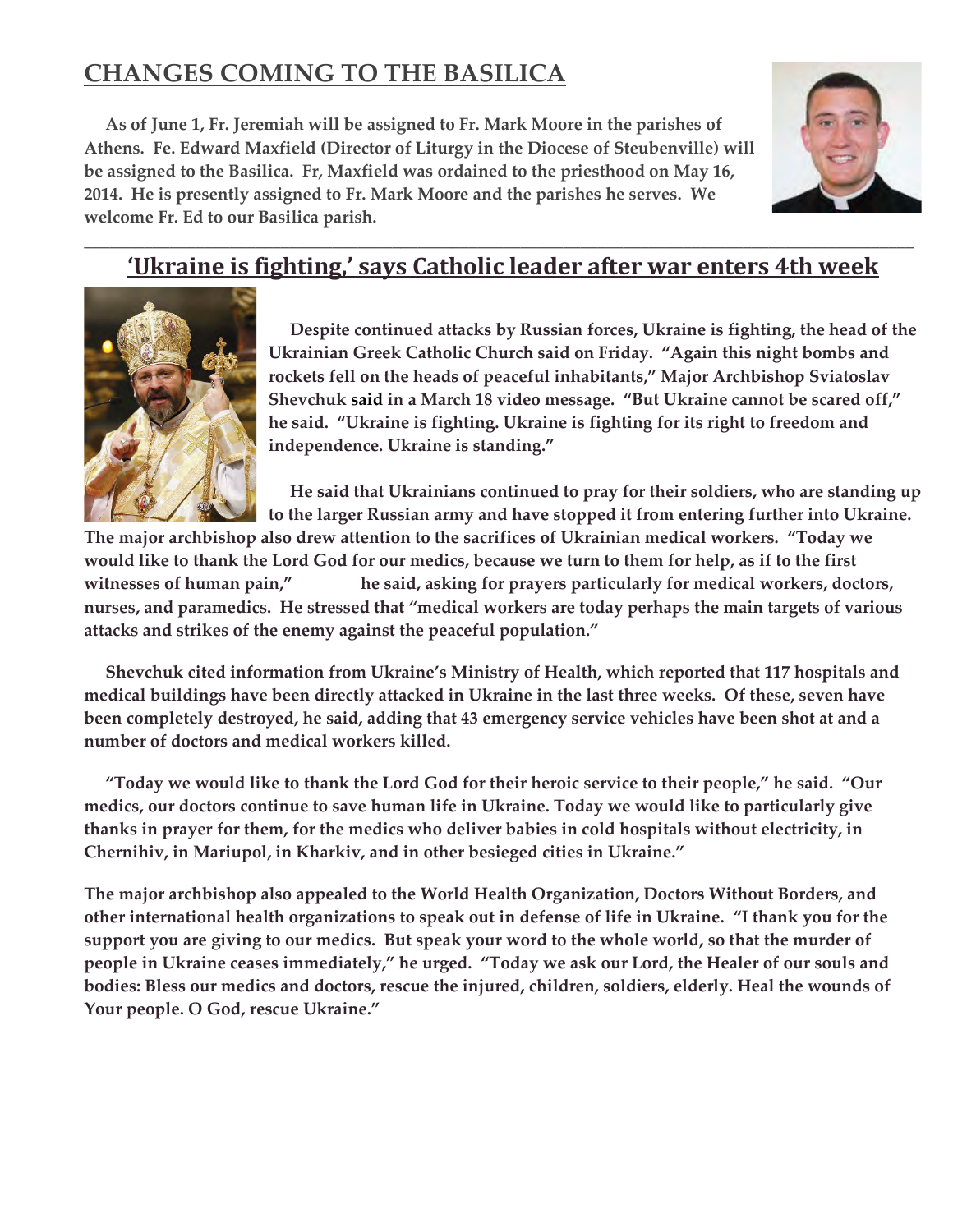## CHANGES COMING TO THE BASILICA

**As of June 1, Fr. Jeremiah will be assigned to Fr. Mark Moore in the parishes of Athens. Fe. Edward Maxfield (Director of Liturgy in the Diocese of Steubenville) will be assigned to the Basilica. Fr, Maxfield was ordained to the priesthood on May 16, 2014. He is presently assigned to Fr. Mark Moore and the parishes he serves. We welcome Fr. Ed to our Basilica parish.**

---

## 'Ukraine is fighting,' says Catholic leader after war enters 4th week

**Despite continued attacks by Russian forces, Ukraine is fighting, the head of the Ukrainian Greek Catholic Church said on Friday. "Again this night bombs and rockets fell on the heads of peaceful inhabitants," Major Archbishop Sviatoslav Shevchuk said in a March 18 video message. "But Ukraine cannot be scared off," he said. "Ukraine is fighting. Ukraine is fighting for its right to freedom and independence. Ukraine is standing."**

**He said that Ukrainians continued to pray for their soldiers, who are standing up to the larger Russian army and have stopped it from entering further into Ukraine. The major archbishop also drew attention to the sacrifices of Ukrainian medical workers. "Today we would like to thank the Lord God for our medics, because we turn to them for help, as if to the first witnesses of human pain," he said, asking for prayers particularly for medical workers, doctors, nurses, and paramedics. He stressed that "medical workers are today perhaps the main targets of various attacks and strikes of the enemy against the peaceful population."**

**Shevchuk cited information from Ukraine's Ministry of Health, which reported that 117 hospitals and medical buildings have been directly attacked in Ukraine in the last three weeks. Of these, seven have been completely destroyed, he said, adding that 43 emergency service vehicles have been shot at and a number of doctors and medical workers killed.**

**"Today we would like to thank the Lord God for their heroic service to their people," he said. "Our medics, our doctors continue to save human life in Ukraine. Today we would like to particularly give thanks in prayer for them, for the medics who deliver babies in cold hospitals without electricity, in Chernihiv, in Mariupol, in Kharkiv, and in other besieged cities in Ukraine."**

**The major archbishop also appealed to the World Health Organization, Doctors Without Borders, and other international health organizations to speak out in defense of life in Ukraine. "I thank you for the support you are giving to our medics. But speak your word to the whole world, so that the murder of people in Ukraine ceases immediately," he urged. "Today we ask our Lord, the Healer of our souls and bodies: Bless our medics and doctors, rescue the injured, children, soldiers, elderly. Heal the wounds of Your people. O God, rescue Ukraine."**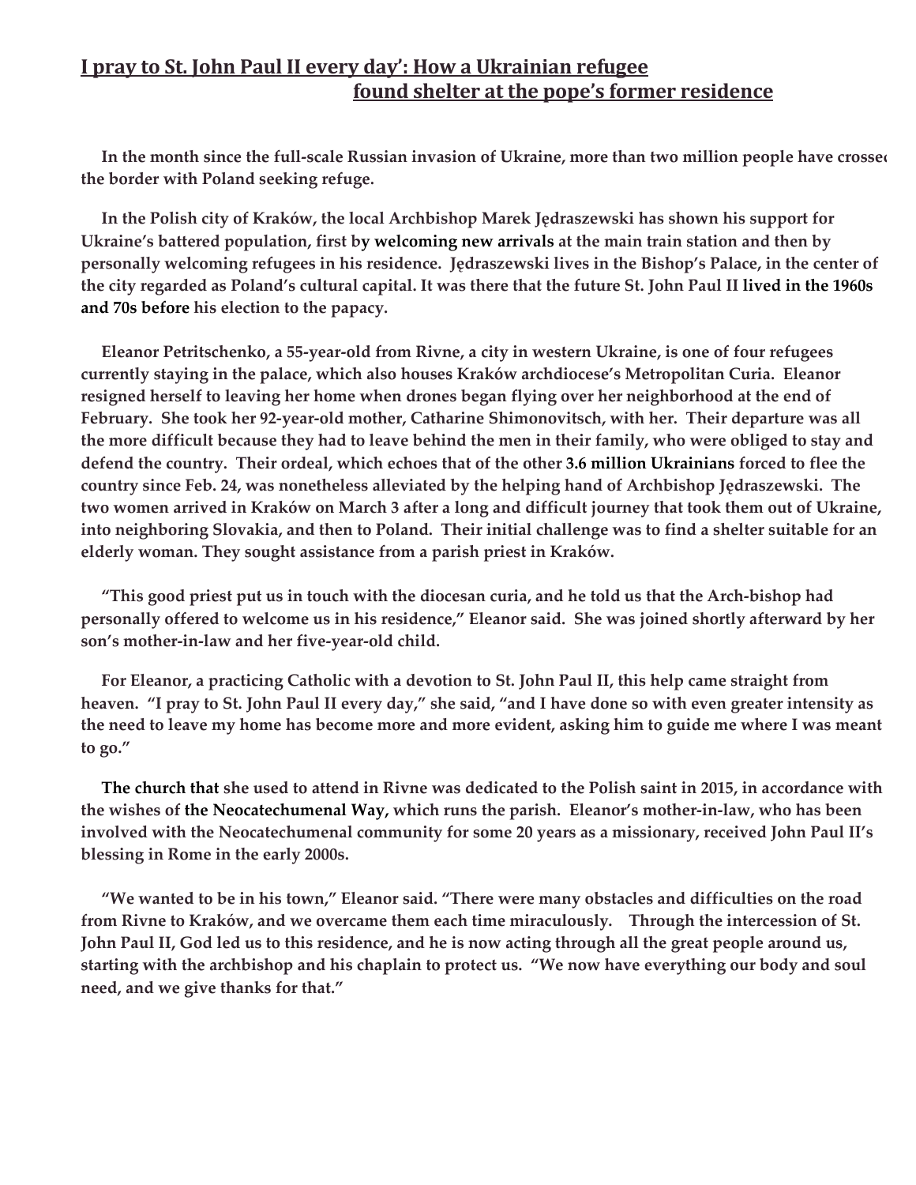## I pray to St. John Paul II every day': How a Ukrainian refugee found shelter at the pope's former residence

In the month since the full-scale Russian invasion of Ukraine, more than two million people have crossed the border with Poland seeking refuge.

In the Polish city of Kraków, the local Archbishop Marek Jędraszewski has shown his support for Ukraine's battered population, first by welcoming new arrivals at the main train station and then by personally welcoming refugees in his residence. Jędraszewski lives in the Bishop's Palace, in the center of the city regarded as Poland's cultural capital. It was there that the future St. John Paul II lived in the 1960s and 70s before his election to the papacy.

Eleanor Petritschenko, a 55-year-old from Rivne, a city in western Ukraine, is one of four refugees currently staying in the palace, which also houses Kraków archdiocese's Metropolitan Curia. Eleanor resigned herself to leaving her home when drones began flying over her neighborhood at the end of February. She took her 92-year-old mother, Catharine Shimonovitsch, with her. Their departure was all the more difficult because they had to leave behind the men in their family, who were obliged to stay and defend the country. Their ordeal, which echoes that of the other 3.6 million Ukrainians forced to flee the country since Feb. 24, was nonetheless alleviated by the helping hand of Archbishop Jędraszewski. The two women arrived in Kraków on March 3 after a long and difficult journey that took them out of Ukraine, into neighboring Slovakia, and then to Poland. Their initial challenge was to find a shelter suitable for an elderly woman. They sought assistance from a parish priest in Kraków.

"This good priest put us in touch with the diocesan curia, and he told us that the Arch-bishop had personally offered to welcome us in his residence," Eleanor said. She was joined shortly afterward by her son's mother-in-law and her five-year-old child.

For Eleanor, a practicing Catholic with a devotion to St. John Paul II, this help came straight from heaven. "I pray to St. John Paul II every day," she said, "and I have done so with even greater intensity as the need to leave my home has become more and more evident, asking him to guide me where I was meant to go."

The church that she used to attend in Rivne was dedicated to the Polish saint in 2015, in accordance with the wishes of the Neocatechumenal Way, which runs the parish. Eleanor's mother-in-law, who has been involved with the Neocatechumenal community for some 20 years as a missionary, received John Paul II's blessing in Rome in the early 2000s.

"We wanted to be in his town," Eleanor said. "There were many obstacles and difficulties on the road from Rivne to Kraków, and we overcame them each time miraculously. Through the intercession of St. John Paul II, God led us to this residence, and he is now acting through all the great people around us, starting with the archbishop and his chaplain to protect us. "We now have everything our body and soul need, and we give thanks for that."